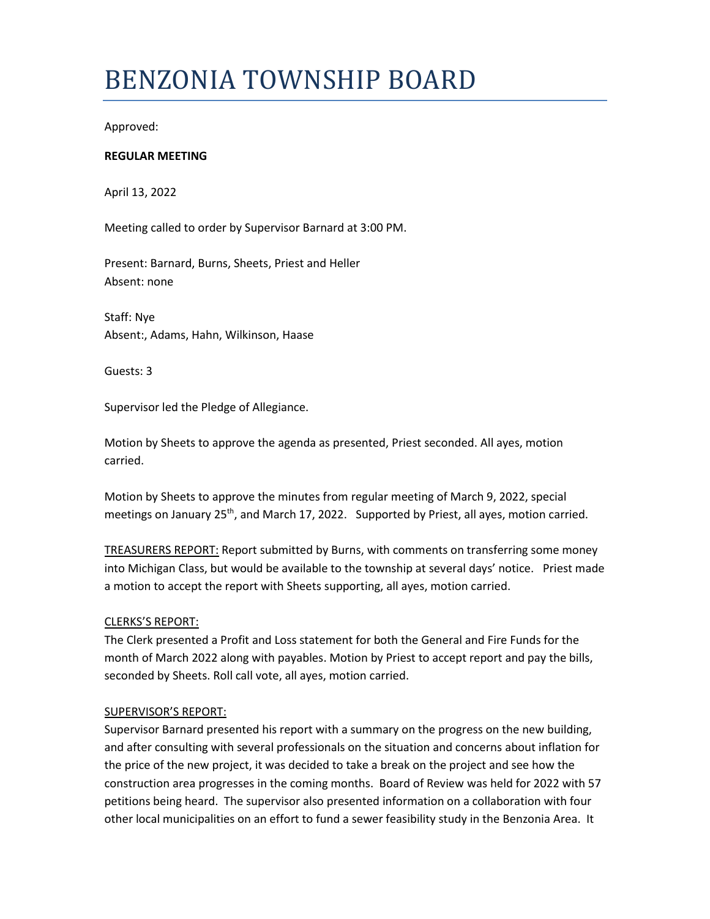# BENZONIA TOWNSHIP BOARD

Approved:

**REGULAR MEETING**

April 13, 2022

Meeting called to order by Supervisor Barnard at 3:00 PM.

Present: Barnard, Burns, Sheets, Priest and Heller
Absent: none

Staff: Nye
Absent:, Adams, Hahn, Wilkinson, Haase

Guests: 3

Supervisor led the Pledge of Allegiance.

Motion by Sheets to approve the agenda as presented, Priest seconded. All ayes, motion carried.

Motion by Sheets to approve the minutes from regular meeting of March 9, 2022, special meetings on January 25th, and March 17, 2022. Supported by Priest, all ayes, motion carried.

TREASURERS REPORT: Report submitted by Burns, with comments on transferring some money into Michigan Class, but would be available to the township at several days' notice. Priest made a motion to accept the report with Sheets supporting, all ayes, motion carried.

CLERKS'S REPORT:
The Clerk presented a Profit and Loss statement for both the General and Fire Funds for the month of March 2022 along with payables. Motion by Priest to accept report and pay the bills, seconded by Sheets. Roll call vote, all ayes, motion carried.

SUPERVISOR'S REPORT:
Supervisor Barnard presented his report with a summary on the progress on the new building, and after consulting with several professionals on the situation and concerns about inflation for the price of the new project, it was decided to take a break on the project and see how the construction area progresses in the coming months. Board of Review was held for 2022 with 57 petitions being heard. The supervisor also presented information on a collaboration with four other local municipalities on an effort to fund a sewer feasibility study in the Benzonia Area. It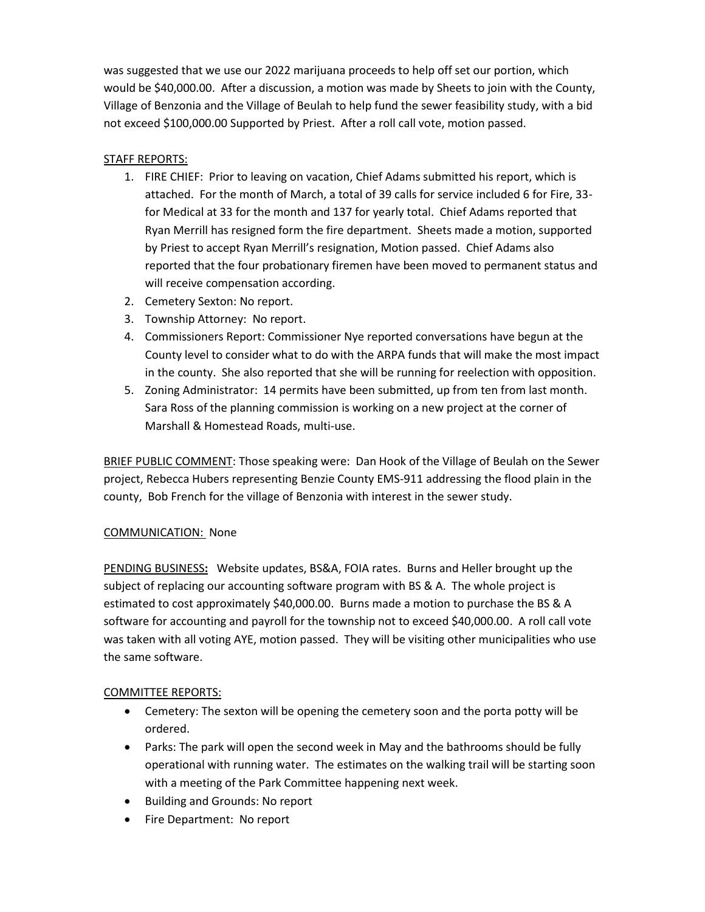was suggested that we use our 2022 marijuana proceeds to help off set our portion, which would be $40,000.00. After a discussion, a motion was made by Sheets to join with the County, Village of Benzonia and the Village of Beulah to help fund the sewer feasibility study, with a bid not exceed $100,000.00 Supported by Priest. After a roll call vote, motion passed.

<u>STAFF REPORTS:</u>

1. FIRE CHIEF: Prior to leaving on vacation, Chief Adams submitted his report, which is attached. For the month of March, a total of 39 calls for service included 6 for Fire, 33-for Medical at 33 for the month and 137 for yearly total. Chief Adams reported that Ryan Merrill has resigned form the fire department. Sheets made a motion, supported by Priest to accept Ryan Merrill's resignation, Motion passed. Chief Adams also reported that the four probationary firemen have been moved to permanent status and will receive compensation according.
2. Cemetery Sexton: No report.
3. Township Attorney: No report.
4. Commissioners Report: Commissioner Nye reported conversations have begun at the County level to consider what to do with the ARPA funds that will make the most impact in the county. She also reported that she will be running for reelection with opposition.
5. Zoning Administrator: 14 permits have been submitted, up from ten from last month. Sara Ross of the planning commission is working on a new project at the corner of Marshall & Homestead Roads, multi-use.

<u>BRIEF PUBLIC COMMENT</u>: Those speaking were: Dan Hook of the Village of Beulah on the Sewer project, Rebecca Hubers representing Benzie County EMS-911 addressing the flood plain in the county, Bob French for the village of Benzonia with interest in the sewer study.

<u>COMMUNICATION:</u> None

<u>PENDING BUSINESS</u>**:** Website updates, BS&A, FOIA rates. Burns and Heller brought up the subject of replacing our accounting software program with BS & A. The whole project is estimated to cost approximately $40,000.00. Burns made a motion to purchase the BS & A software for accounting and payroll for the township not to exceed $40,000.00. A roll call vote was taken with all voting AYE, motion passed. They will be visiting other municipalities who use the same software.

<u>COMMITTEE REPORTS:</u>

- Cemetery: The sexton will be opening the cemetery soon and the porta potty will be ordered.
- Parks: The park will open the second week in May and the bathrooms should be fully operational with running water. The estimates on the walking trail will be starting soon with a meeting of the Park Committee happening next week.
- Building and Grounds: No report
- Fire Department: No report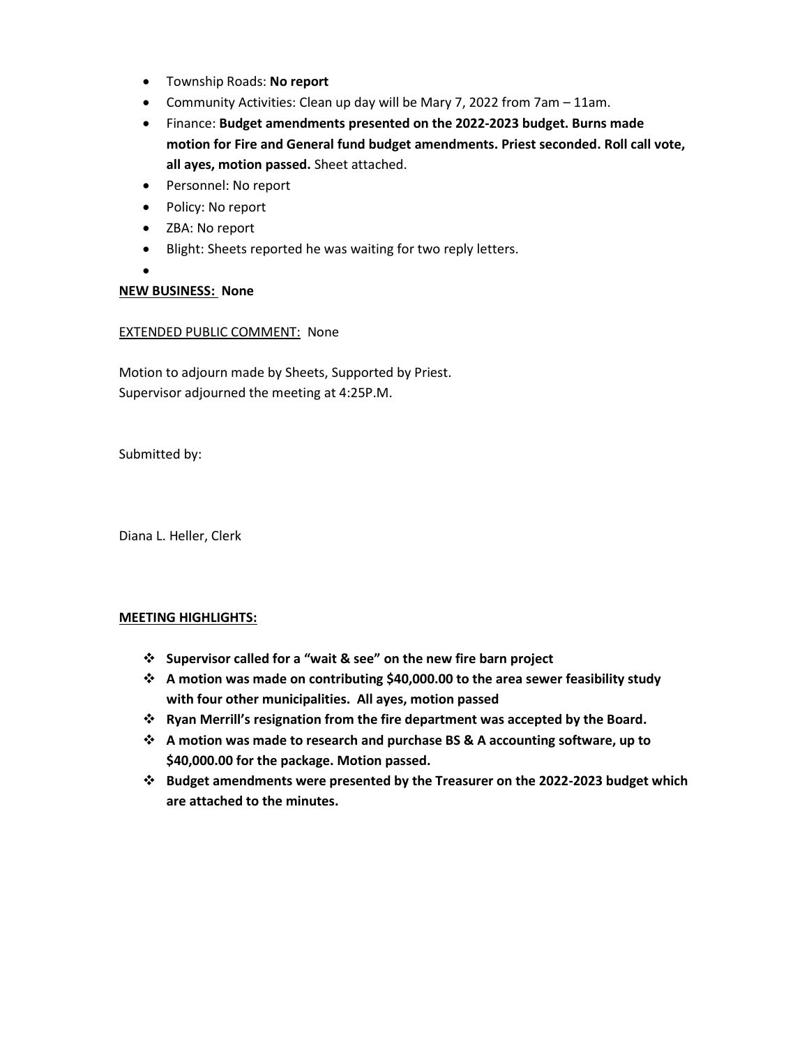- Township Roads: **No report**
- Community Activities: Clean up day will be Mary 7, 2022 from 7am – 11am.
- Finance: **Budget amendments presented on the 2022-2023 budget. Burns made motion for Fire and General fund budget amendments. Priest seconded. Roll call vote, all ayes, motion passed.** Sheet attached.
- Personnel: No report
- Policy: No report
- ZBA: No report
- Blight: Sheets reported he was waiting for two reply letters.
-

**NEW BUSINESS: None**

EXTENDED PUBLIC COMMENT: None

Motion to adjourn made by Sheets, Supported by Priest.
Supervisor adjourned the meeting at 4:25P.M.

Submitted by:

Diana L. Heller, Clerk

**MEETING HIGHLIGHTS:**

- **Supervisor called for a "wait & see" on the new fire barn project**
- **A motion was made on contributing $40,000.00 to the area sewer feasibility study with four other municipalities. All ayes, motion passed**
- **Ryan Merrill's resignation from the fire department was accepted by the Board.**
- **A motion was made to research and purchase BS & A accounting software, up to $40,000.00 for the package. Motion passed.**
- **Budget amendments were presented by the Treasurer on the 2022-2023 budget which are attached to the minutes.**